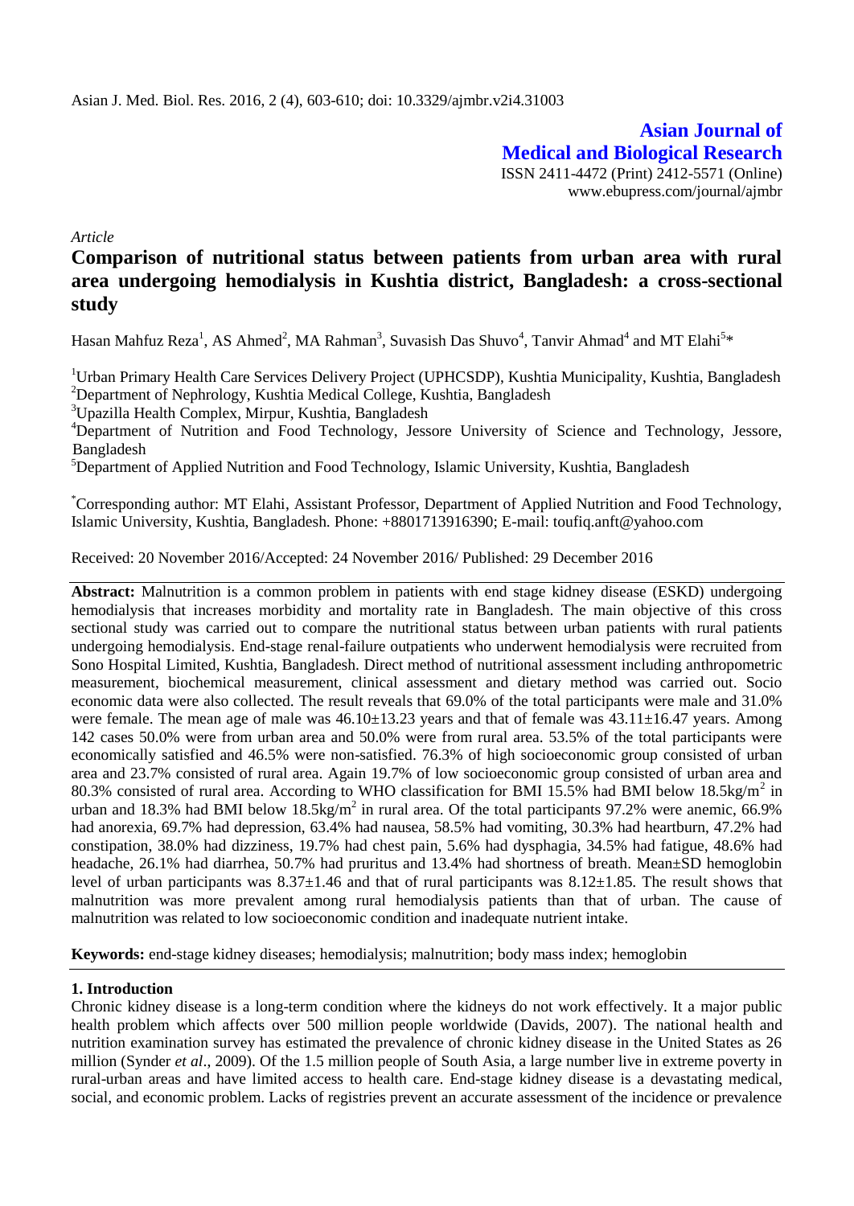**Asian Journal of Medical and Biological Research**

ISSN 2411-4472 (Print) 2412-5571 (Online)
www.ebupress.com/journal/ajmbr

*Article*

# Comparison of nutritional status between patients from urban area with rural area undergoing hemodialysis in Kushtia district, Bangladesh: a cross-sectional study

Hasan Mahfuz Reza[1], AS Ahmed[2], MA Rahman[3], Suvasish Das Shuvo[4], Tanvir Ahmad[4] and MT Elahi[5]*

[1]Urban Primary Health Care Services Delivery Project (UPHCSDP), Kushtia Municipality, Kushtia, Bangladesh
[2]Department of Nephrology, Kushtia Medical College, Kushtia, Bangladesh
[3]Upazilla Health Complex, Mirpur, Kushtia, Bangladesh
[4]Department of Nutrition and Food Technology, Jessore University of Science and Technology, Jessore, Bangladesh
[5]Department of Applied Nutrition and Food Technology, Islamic University, Kushtia, Bangladesh

*Corresponding author: MT Elahi, Assistant Professor, Department of Applied Nutrition and Food Technology, Islamic University, Kushtia, Bangladesh. Phone: +8801713916390; E-mail: toufiq.anft@yahoo.com

Received: 20 November 2016/Accepted: 24 November 2016/ Published: 29 December 2016

**Abstract:** Malnutrition is a common problem in patients with end stage kidney disease (ESKD) undergoing hemodialysis that increases morbidity and mortality rate in Bangladesh. The main objective of this cross sectional study was carried out to compare the nutritional status between urban patients with rural patients undergoing hemodialysis. End-stage renal-failure outpatients who underwent hemodialysis were recruited from Sono Hospital Limited, Kushtia, Bangladesh. Direct method of nutritional assessment including anthropometric measurement, biochemical measurement, clinical assessment and dietary method was carried out. Socio economic data were also collected. The result reveals that 69.0% of the total participants were male and 31.0% were female. The mean age of male was 46.10±13.23 years and that of female was 43.11±16.47 years. Among 142 cases 50.0% were from urban area and 50.0% were from rural area. 53.5% of the total participants were economically satisfied and 46.5% were non-satisfied. 76.3% of high socioeconomic group consisted of urban area and 23.7% consisted of rural area. Again 19.7% of low socioeconomic group consisted of urban area and 80.3% consisted of rural area. According to WHO classification for BMI 15.5% had BMI below 18.5kg/m$^2$ in urban and 18.3% had BMI below 18.5kg/m$^2$ in rural area. Of the total participants 97.2% were anemic, 66.9% had anorexia, 69.7% had depression, 63.4% had nausea, 58.5% had vomiting, 30.3% had heartburn, 47.2% had constipation, 38.0% had dizziness, 19.7% had chest pain, 5.6% had dysphagia, 34.5% had fatigue, 48.6% had headache, 26.1% had diarrhea, 50.7% had pruritus and 13.4% had shortness of breath. Mean±SD hemoglobin level of urban participants was 8.37±1.46 and that of rural participants was 8.12±1.85. The result shows that malnutrition was more prevalent among rural hemodialysis patients than that of urban. The cause of malnutrition was related to low socioeconomic condition and inadequate nutrient intake.

**Keywords:** end-stage kidney diseases; hemodialysis; malnutrition; body mass index; hemoglobin

## 1. Introduction

Chronic kidney disease is a long-term condition where the kidneys do not work effectively. It a major public health problem which affects over 500 million people worldwide (Davids, 2007). The national health and nutrition examination survey has estimated the prevalence of chronic kidney disease in the United States as 26 million (Synder *et al*., 2009). Of the 1.5 million people of South Asia, a large number live in extreme poverty in rural-urban areas and have limited access to health care. End-stage kidney disease is a devastating medical, social, and economic problem. Lacks of registries prevent an accurate assessment of the incidence or prevalence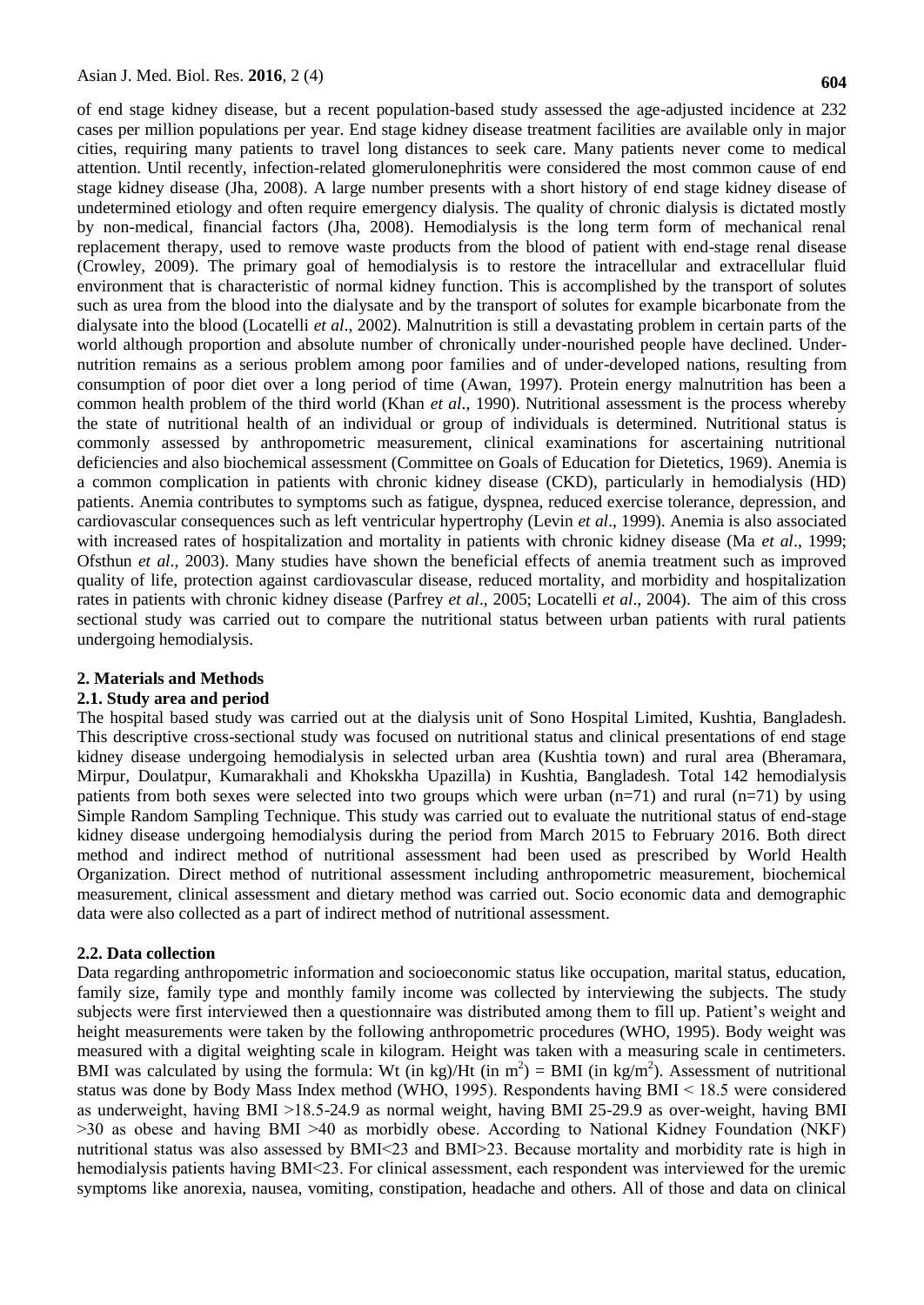of end stage kidney disease, but a recent population-based study assessed the age-adjusted incidence at 232 cases per million populations per year. End stage kidney disease treatment facilities are available only in major cities, requiring many patients to travel long distances to seek care. Many patients never come to medical attention. Until recently, infection-related glomerulonephritis were considered the most common cause of end stage kidney disease (Jha, 2008). A large number presents with a short history of end stage kidney disease of undetermined etiology and often require emergency dialysis. The quality of chronic dialysis is dictated mostly by non-medical, financial factors (Jha, 2008). Hemodialysis is the long term form of mechanical renal replacement therapy, used to remove waste products from the blood of patient with end-stage renal disease (Crowley, 2009). The primary goal of hemodialysis is to restore the intracellular and extracellular fluid environment that is characteristic of normal kidney function. This is accomplished by the transport of solutes such as urea from the blood into the dialysate and by the transport of solutes for example bicarbonate from the dialysate into the blood (Locatelli *et al*., 2002). Malnutrition is still a devastating problem in certain parts of the world although proportion and absolute number of chronically under-nourished people have declined. Under-nutrition remains as a serious problem among poor families and of under-developed nations, resulting from consumption of poor diet over a long period of time (Awan, 1997). Protein energy malnutrition has been a common health problem of the third world (Khan *et al*., 1990). Nutritional assessment is the process whereby the state of nutritional health of an individual or group of individuals is determined. Nutritional status is commonly assessed by anthropometric measurement, clinical examinations for ascertaining nutritional deficiencies and also biochemical assessment (Committee on Goals of Education for Dietetics, 1969). Anemia is a common complication in patients with chronic kidney disease (CKD), particularly in hemodialysis (HD) patients. Anemia contributes to symptoms such as fatigue, dyspnea, reduced exercise tolerance, depression, and cardiovascular consequences such as left ventricular hypertrophy (Levin *et al*., 1999). Anemia is also associated with increased rates of hospitalization and mortality in patients with chronic kidney disease (Ma *et al*., 1999; Ofsthun *et al*., 2003). Many studies have shown the beneficial effects of anemia treatment such as improved quality of life, protection against cardiovascular disease, reduced mortality, and morbidity and hospitalization rates in patients with chronic kidney disease (Parfrey *et al*., 2005; Locatelli *et al*., 2004). The aim of this cross sectional study was carried out to compare the nutritional status between urban patients with rural patients undergoing hemodialysis.

## 2. Materials and Methods

### 2.1. Study area and period

The hospital based study was carried out at the dialysis unit of Sono Hospital Limited, Kushtia, Bangladesh. This descriptive cross-sectional study was focused on nutritional status and clinical presentations of end stage kidney disease undergoing hemodialysis in selected urban area (Kushtia town) and rural area (Bheramara, Mirpur, Doulatpur, Kumarakhali and Khokskha Upazilla) in Kushtia, Bangladesh. Total 142 hemodialysis patients from both sexes were selected into two groups which were urban (n=71) and rural (n=71) by using Simple Random Sampling Technique. This study was carried out to evaluate the nutritional status of end-stage kidney disease undergoing hemodialysis during the period from March 2015 to February 2016. Both direct method and indirect method of nutritional assessment had been used as prescribed by World Health Organization. Direct method of nutritional assessment including anthropometric measurement, biochemical measurement, clinical assessment and dietary method was carried out. Socio economic data and demographic data were also collected as a part of indirect method of nutritional assessment.

### 2.2. Data collection

Data regarding anthropometric information and socioeconomic status like occupation, marital status, education, family size, family type and monthly family income was collected by interviewing the subjects. The study subjects were first interviewed then a questionnaire was distributed among them to fill up. Patient's weight and height measurements were taken by the following anthropometric procedures (WHO, 1995). Body weight was measured with a digital weighting scale in kilogram. Height was taken with a measuring scale in centimeters. BMI was calculated by using the formula: Wt (in kg)/Ht (in $m^2$) = BMI (in $kg/m^2$). Assessment of nutritional status was done by Body Mass Index method (WHO, 1995). Respondents having BMI < 18.5 were considered as underweight, having BMI >18.5-24.9 as normal weight, having BMI 25-29.9 as over-weight, having BMI >30 as obese and having BMI >40 as morbidly obese. According to National Kidney Foundation (NKF) nutritional status was also assessed by BMI<23 and BMI>23. Because mortality and morbidity rate is high in hemodialysis patients having BMI<23. For clinical assessment, each respondent was interviewed for the uremic symptoms like anorexia, nausea, vomiting, constipation, headache and others. All of those and data on clinical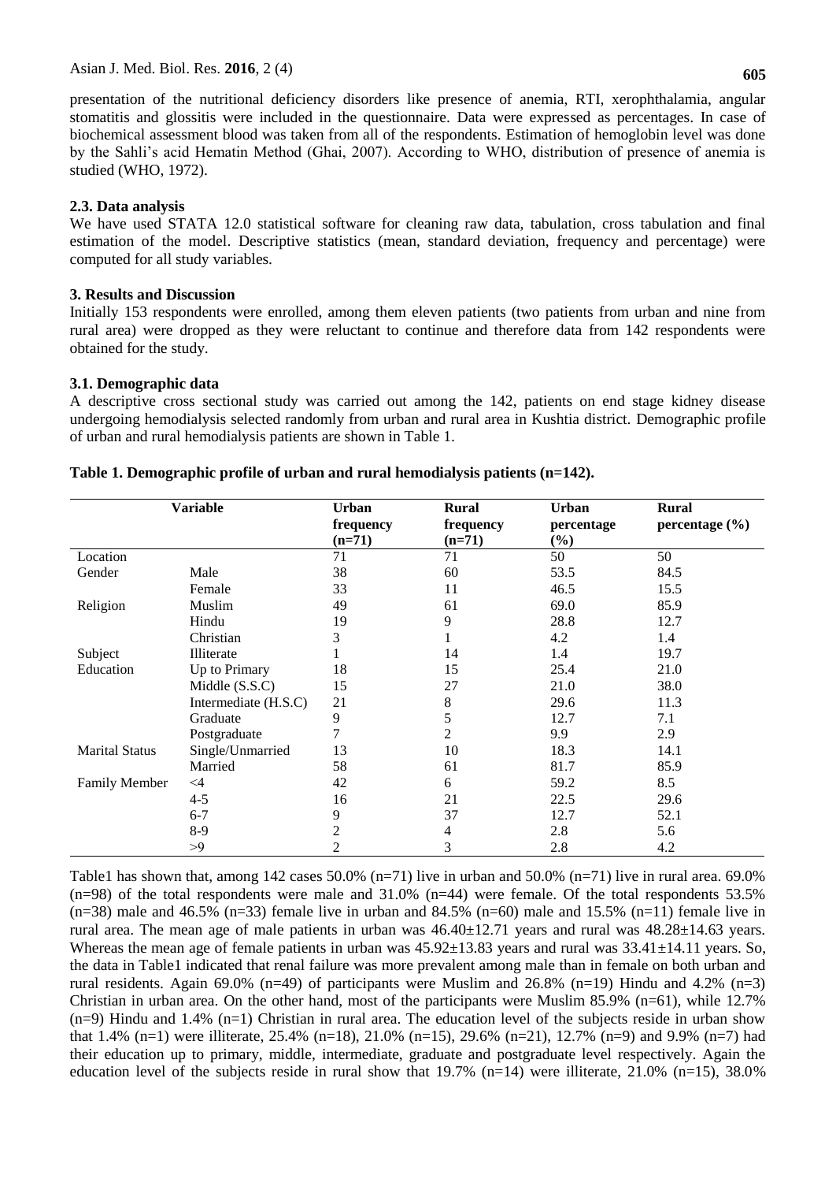presentation of the nutritional deficiency disorders like presence of anemia, RTI, xerophthalamia, angular stomatitis and glossitis were included in the questionnaire. Data were expressed as percentages. In case of biochemical assessment blood was taken from all of the respondents. Estimation of hemoglobin level was done by the Sahli's acid Hematin Method (Ghai, 2007). According to WHO, distribution of presence of anemia is studied (WHO, 1972).

### 2.3. Data analysis

We have used STATA 12.0 statistical software for cleaning raw data, tabulation, cross tabulation and final estimation of the model. Descriptive statistics (mean, standard deviation, frequency and percentage) were computed for all study variables.

## 3. Results and Discussion

Initially 153 respondents were enrolled, among them eleven patients (two patients from urban and nine from rural area) were dropped as they were reluctant to continue and therefore data from 142 respondents were obtained for the study.

### 3.1. Demographic data

A descriptive cross sectional study was carried out among the 142, patients on end stage kidney disease undergoing hemodialysis selected randomly from urban and rural area in Kushtia district. Demographic profile of urban and rural hemodialysis patients are shown in Table 1.

**Table 1. Demographic profile of urban and rural hemodialysis patients (n=142).**

| Variable | | Urban frequency (n=71) | Rural frequency (n=71) | Urban percentage (%) | Rural percentage (%) |
|---|---|---|---|---|---|
| Location | | 71 | 71 | 50 | 50 |
| Gender | Male | 38 | 60 | 53.5 | 84.5 |
| | Female | 33 | 11 | 46.5 | 15.5 |
| Religion | Muslim | 49 | 61 | 69.0 | 85.9 |
| | Hindu | 19 | 9 | 28.8 | 12.7 |
| | Christian | 3 | 1 | 4.2 | 1.4 |
| Subject Education | Illiterate | 1 | 14 | 1.4 | 19.7 |
| | Up to Primary | 18 | 15 | 25.4 | 21.0 |
| | Middle (S.S.C) | 15 | 27 | 21.0 | 38.0 |
| | Intermediate (H.S.C) | 21 | 8 | 29.6 | 11.3 |
| | Graduate | 9 | 5 | 12.7 | 7.1 |
| | Postgraduate | 7 | 2 | 9.9 | 2.9 |
| Marital Status | Single/Unmarried | 13 | 10 | 18.3 | 14.1 |
| | Married | 58 | 61 | 81.7 | 85.9 |
| Family Member | <4 | 42 | 6 | 59.2 | 8.5 |
| | 4-5 | 16 | 21 | 22.5 | 29.6 |
| | 6-7 | 9 | 37 | 12.7 | 52.1 |
| | 8-9 | 2 | 4 | 2.8 | 5.6 |
| | >9 | 2 | 3 | 2.8 | 4.2 |

Table1 has shown that, among 142 cases 50.0% (n=71) live in urban and 50.0% (n=71) live in rural area. 69.0% (n=98) of the total respondents were male and 31.0% (n=44) were female. Of the total respondents 53.5% (n=38) male and 46.5% (n=33) female live in urban and 84.5% (n=60) male and 15.5% (n=11) female live in rural area. The mean age of male patients in urban was 46.40±12.71 years and rural was 48.28±14.63 years. Whereas the mean age of female patients in urban was 45.92±13.83 years and rural was 33.41±14.11 years. So, the data in Table1 indicated that renal failure was more prevalent among male than in female on both urban and rural residents. Again 69.0% (n=49) of participants were Muslim and 26.8% (n=19) Hindu and 4.2% (n=3) Christian in urban area. On the other hand, most of the participants were Muslim 85.9% (n=61), while 12.7% (n=9) Hindu and 1.4% (n=1) Christian in rural area. The education level of the subjects reside in urban show that 1.4% (n=1) were illiterate, 25.4% (n=18), 21.0% (n=15), 29.6% (n=21), 12.7% (n=9) and 9.9% (n=7) had their education up to primary, middle, intermediate, graduate and postgraduate level respectively. Again the education level of the subjects reside in rural show that 19.7% (n=14) were illiterate, 21.0% (n=15), 38.0%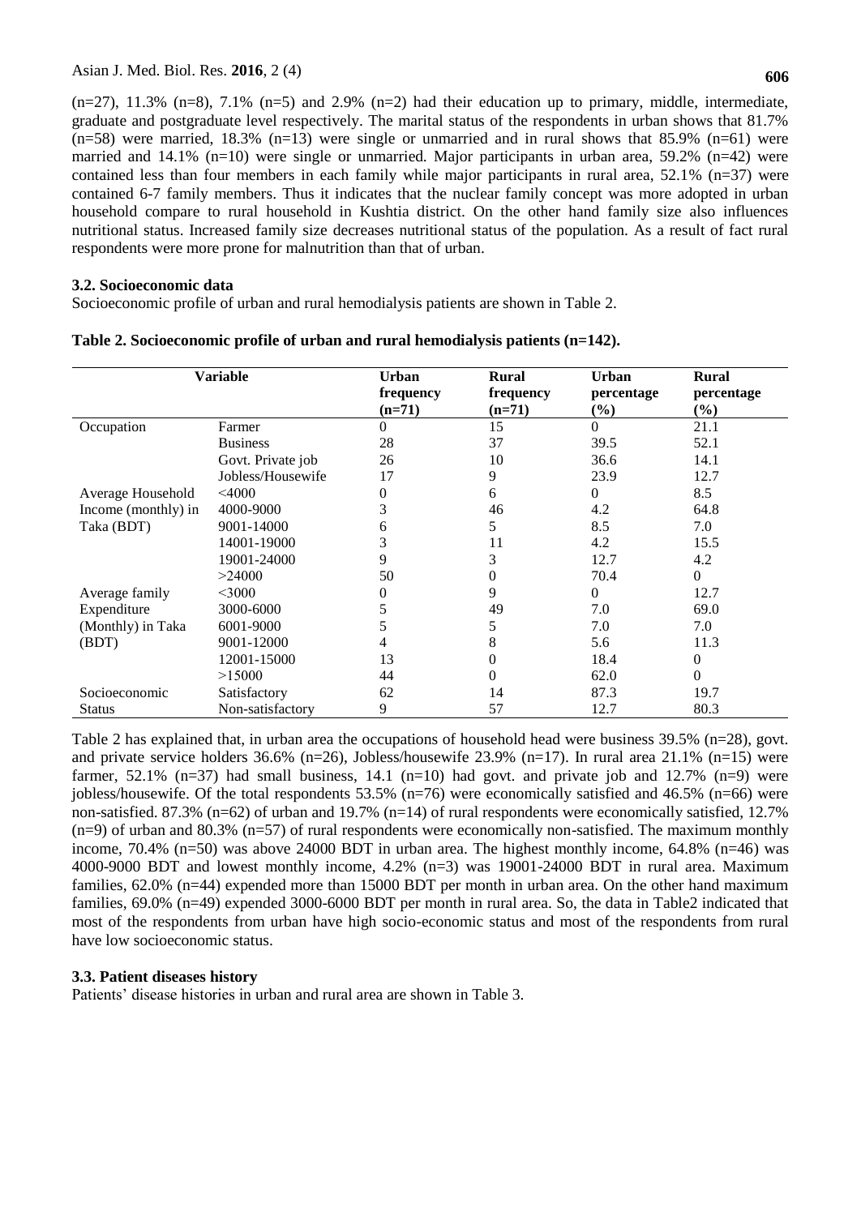(n=27), 11.3% (n=8), 7.1% (n=5) and 2.9% (n=2) had their education up to primary, middle, intermediate, graduate and postgraduate level respectively. The marital status of the respondents in urban shows that 81.7% (n=58) were married, 18.3% (n=13) were single or unmarried and in rural shows that 85.9% (n=61) were married and 14.1% (n=10) were single or unmarried. Major participants in urban area, 59.2% (n=42) were contained less than four members in each family while major participants in rural area, 52.1% (n=37) were contained 6-7 family members. Thus it indicates that the nuclear family concept was more adopted in urban household compare to rural household in Kushtia district. On the other hand family size also influences nutritional status. Increased family size decreases nutritional status of the population. As a result of fact rural respondents were more prone for malnutrition than that of urban.

### 3.2. Socioeconomic data

Socioeconomic profile of urban and rural hemodialysis patients are shown in Table 2.

**Table 2. Socioeconomic profile of urban and rural hemodialysis patients (n=142).**

| Variable | | Urban frequency (n=71) | Rural frequency (n=71) | Urban percentage (%) | Rural percentage (%) |
|---|---|---|---|---|---|
| Occupation | Farmer | 0 | 15 | 0 | 21.1 |
| | Business | 28 | 37 | 39.5 | 52.1 |
| | Govt. Private job | 26 | 10 | 36.6 | 14.1 |
| | Jobless/Housewife | 17 | 9 | 23.9 | 12.7 |
| Average Household Income (monthly) in Taka (BDT) | <4000 | 0 | 6 | 0 | 8.5 |
| | 4000-9000 | 3 | 46 | 4.2 | 64.8 |
| | 9001-14000 | 6 | 5 | 8.5 | 7.0 |
| | 14001-19000 | 3 | 11 | 4.2 | 15.5 |
| | 19001-24000 | 9 | 3 | 12.7 | 4.2 |
| | >24000 | 50 | 0 | 70.4 | 0 |
| Average family Expenditure (Monthly) in Taka (BDT) | <3000 | 0 | 9 | 0 | 12.7 |
| | 3000-6000 | 5 | 49 | 7.0 | 69.0 |
| | 6001-9000 | 5 | 5 | 7.0 | 7.0 |
| | 9001-12000 | 4 | 8 | 5.6 | 11.3 |
| | 12001-15000 | 13 | 0 | 18.4 | 0 |
| | >15000 | 44 | 0 | 62.0 | 0 |
| Socioeconomic Status | Satisfactory | 62 | 14 | 87.3 | 19.7 |
| | Non-satisfactory | 9 | 57 | 12.7 | 80.3 |

Table 2 has explained that, in urban area the occupations of household head were business 39.5% (n=28), govt. and private service holders 36.6% (n=26), Jobless/housewife 23.9% (n=17). In rural area 21.1% (n=15) were farmer, 52.1% (n=37) had small business, 14.1 (n=10) had govt. and private job and 12.7% (n=9) were jobless/housewife. Of the total respondents 53.5% (n=76) were economically satisfied and 46.5% (n=66) were non-satisfied. 87.3% (n=62) of urban and 19.7% (n=14) of rural respondents were economically satisfied, 12.7% (n=9) of urban and 80.3% (n=57) of rural respondents were economically non-satisfied. The maximum monthly income, 70.4% (n=50) was above 24000 BDT in urban area. The highest monthly income, 64.8% (n=46) was 4000-9000 BDT and lowest monthly income, 4.2% (n=3) was 19001-24000 BDT in rural area. Maximum families, 62.0% (n=44) expended more than 15000 BDT per month in urban area. On the other hand maximum families, 69.0% (n=49) expended 3000-6000 BDT per month in rural area. So, the data in Table2 indicated that most of the respondents from urban have high socio-economic status and most of the respondents from rural have low socioeconomic status.

### 3.3. Patient diseases history

Patients' disease histories in urban and rural area are shown in Table 3.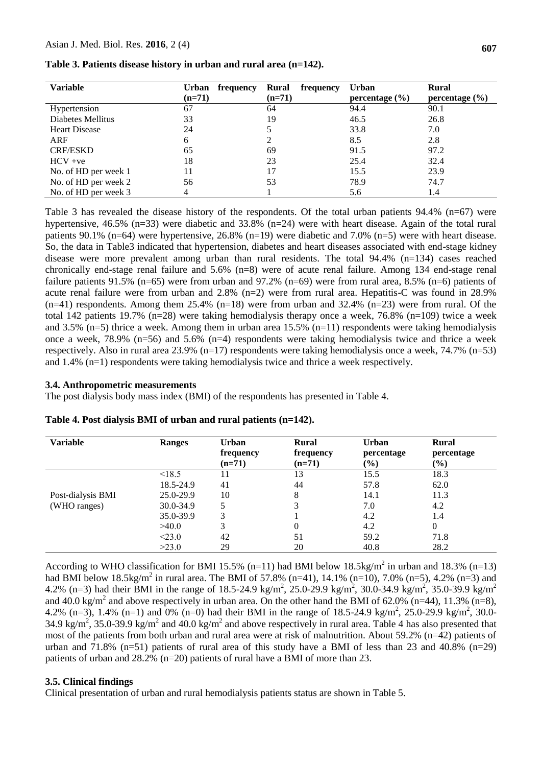**Table 3. Patients disease history in urban and rural area (n=142).**

| Variable | Urban frequency (n=71) | Rural frequency (n=71) | Urban percentage (%) | Rural percentage (%) |
|---|---|---|---|---|
| Hypertension | 67 | 64 | 94.4 | 90.1 |
| Diabetes Mellitus | 33 | 19 | 46.5 | 26.8 |
| Heart Disease | 24 | 5 | 33.8 | 7.0 |
| ARF | 6 | 2 | 8.5 | 2.8 |
| CRF/ESKD | 65 | 69 | 91.5 | 97.2 |
| HCV +ve | 18 | 23 | 25.4 | 32.4 |
| No. of HD per week 1 | 11 | 17 | 15.5 | 23.9 |
| No. of HD per week 2 | 56 | 53 | 78.9 | 74.7 |
| No. of HD per week 3 | 4 | 1 | 5.6 | 1.4 |

Table 3 has revealed the disease history of the respondents. Of the total urban patients 94.4% (n=67) were hypertensive, 46.5% (n=33) were diabetic and 33.8% (n=24) were with heart disease. Again of the total rural patients 90.1% (n=64) were hypertensive, 26.8% (n=19) were diabetic and 7.0% (n=5) were with heart disease. So, the data in Table3 indicated that hypertension, diabetes and heart diseases associated with end-stage kidney disease were more prevalent among urban than rural residents. The total 94.4% (n=134) cases reached chronically end-stage renal failure and 5.6% (n=8) were of acute renal failure. Among 134 end-stage renal failure patients 91.5% (n=65) were from urban and 97.2% (n=69) were from rural area, 8.5% (n=6) patients of acute renal failure were from urban and 2.8% (n=2) were from rural area. Hepatitis-C was found in 28.9% (n=41) respondents. Among them 25.4% (n=18) were from urban and 32.4% (n=23) were from rural. Of the total 142 patients 19.7% (n=28) were taking hemodialysis therapy once a week, 76.8% (n=109) twice a week and 3.5% (n=5) thrice a week. Among them in urban area 15.5% (n=11) respondents were taking hemodialysis once a week, 78.9% (n=56) and 5.6% (n=4) respondents were taking hemodialysis twice and thrice a week respectively. Also in rural area 23.9% (n=17) respondents were taking hemodialysis once a week, 74.7% (n=53) and 1.4% (n=1) respondents were taking hemodialysis twice and thrice a week respectively.

### 3.4. Anthropometric measurements

The post dialysis body mass index (BMI) of the respondents has presented in Table 4.

**Table 4. Post dialysis BMI of urban and rural patients (n=142).**

| Variable | Ranges | Urban frequency (n=71) | Rural frequency (n=71) | Urban percentage (%) | Rural percentage (%) |
|---|---|---|---|---|---|
| Post-dialysis BMI (WHO ranges) | <18.5 | 11 | 13 | 15.5 | 18.3 |
| | 18.5-24.9 | 41 | 44 | 57.8 | 62.0 |
| | 25.0-29.9 | 10 | 8 | 14.1 | 11.3 |
| | 30.0-34.9 | 5 | 3 | 7.0 | 4.2 |
| | 35.0-39.9 | 3 | 1 | 4.2 | 1.4 |
| | >40.0 | 3 | 0 | 4.2 | 0 |
| | <23.0 | 42 | 51 | 59.2 | 71.8 |
| | >23.0 | 29 | 20 | 40.8 | 28.2 |

According to WHO classification for BMI 15.5% (n=11) had BMI below 18.5kg/m$^2$ in urban and 18.3% (n=13) had BMI below 18.5kg/m$^2$ in rural area. The BMI of 57.8% (n=41), 14.1% (n=10), 7.0% (n=5), 4.2% (n=3) and 4.2% (n=3) had their BMI in the range of 18.5-24.9 kg/m$^2$, 25.0-29.9 kg/m$^2$, 30.0-34.9 kg/m$^2$, 35.0-39.9 kg/m$^2$ and 40.0 kg/m$^2$ and above respectively in urban area. On the other hand the BMI of 62.0% (n=44), 11.3% (n=8), 4.2% (n=3), 1.4% (n=1) and 0% (n=0) had their BMI in the range of 18.5-24.9 kg/m$^2$, 25.0-29.9 kg/m$^2$, 30.0-34.9 kg/m$^2$, 35.0-39.9 kg/m$^2$ and 40.0 kg/m$^2$ and above respectively in rural area. Table 4 has also presented that most of the patients from both urban and rural area were at risk of malnutrition. About 59.2% (n=42) patients of urban and 71.8% (n=51) patients of rural area of this study have a BMI of less than 23 and 40.8% (n=29) patients of urban and 28.2% (n=20) patients of rural have a BMI of more than 23.

### 3.5. Clinical findings

Clinical presentation of urban and rural hemodialysis patients status are shown in Table 5.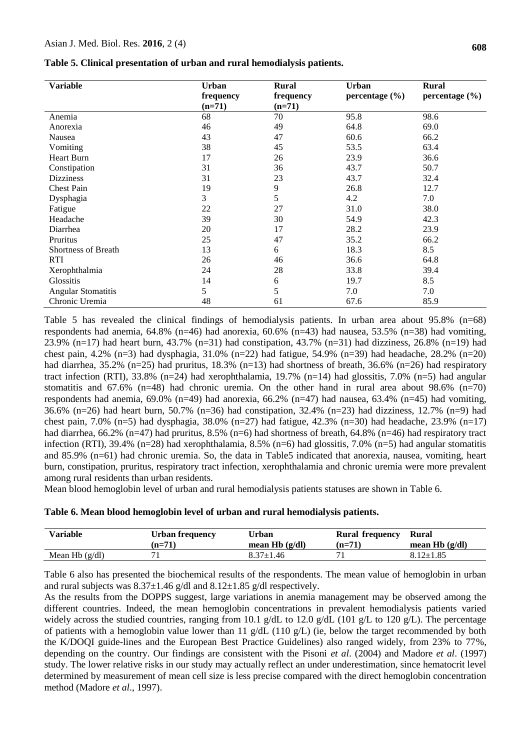**Table 5. Clinical presentation of urban and rural hemodialysis patients.**

| Variable | Urban frequency (n=71) | Rural frequency (n=71) | Urban percentage (%) | Rural percentage (%) |
|---|---|---|---|---|
| Anemia | 68 | 70 | 95.8 | 98.6 |
| Anorexia | 46 | 49 | 64.8 | 69.0 |
| Nausea | 43 | 47 | 60.6 | 66.2 |
| Vomiting | 38 | 45 | 53.5 | 63.4 |
| Heart Burn | 17 | 26 | 23.9 | 36.6 |
| Constipation | 31 | 36 | 43.7 | 50.7 |
| Dizziness | 31 | 23 | 43.7 | 32.4 |
| Chest Pain | 19 | 9 | 26.8 | 12.7 |
| Dysphagia | 3 | 5 | 4.2 | 7.0 |
| Fatigue | 22 | 27 | 31.0 | 38.0 |
| Headache | 39 | 30 | 54.9 | 42.3 |
| Diarrhea | 20 | 17 | 28.2 | 23.9 |
| Pruritus | 25 | 47 | 35.2 | 66.2 |
| Shortness of Breath | 13 | 6 | 18.3 | 8.5 |
| RTI | 26 | 46 | 36.6 | 64.8 |
| Xerophthalmia | 24 | 28 | 33.8 | 39.4 |
| Glossitis | 14 | 6 | 19.7 | 8.5 |
| Angular Stomatitis | 5 | 5 | 7.0 | 7.0 |
| Chronic Uremia | 48 | 61 | 67.6 | 85.9 |

Table 5 has revealed the clinical findings of hemodialysis patients. In urban area about 95.8% (n=68) respondents had anemia, 64.8% (n=46) had anorexia, 60.6% (n=43) had nausea, 53.5% (n=38) had vomiting, 23.9% (n=17) had heart burn, 43.7% (n=31) had constipation, 43.7% (n=31) had dizziness, 26.8% (n=19) had chest pain, 4.2% (n=3) had dysphagia, 31.0% (n=22) had fatigue, 54.9% (n=39) had headache, 28.2% (n=20) had diarrhea, 35.2% (n=25) had pruritus, 18.3% (n=13) had shortness of breath, 36.6% (n=26) had respiratory tract infection (RTI), 33.8% (n=24) had xerophthalamia, 19.7% (n=14) had glossitis, 7.0% (n=5) had angular stomatitis and 67.6% (n=48) had chronic uremia. On the other hand in rural area about 98.6% (n=70) respondents had anemia, 69.0% (n=49) had anorexia, 66.2% (n=47) had nausea, 63.4% (n=45) had vomiting, 36.6% (n=26) had heart burn, 50.7% (n=36) had constipation, 32.4% (n=23) had dizziness, 12.7% (n=9) had chest pain, 7.0% (n=5) had dysphagia, 38.0% (n=27) had fatigue, 42.3% (n=30) had headache, 23.9% (n=17) had diarrhea, 66.2% (n=47) had pruritus, 8.5% (n=6) had shortness of breath, 64.8% (n=46) had respiratory tract infection (RTI), 39.4% (n=28) had xerophthalamia, 8.5% (n=6) had glossitis, 7.0% (n=5) had angular stomatitis and 85.9% (n=61) had chronic uremia. So, the data in Table5 indicated that anorexia, nausea, vomiting, heart burn, constipation, pruritus, respiratory tract infection, xerophthalamia and chronic uremia were more prevalent among rural residents than urban residents.

Mean blood hemoglobin level of urban and rural hemodialysis patients statuses are shown in Table 6.

**Table 6. Mean blood hemoglobin level of urban and rural hemodialysis patients.**

| Variable | Urban frequency (n=71) | Urban mean Hb (g/dl) | Rural frequency (n=71) | Rural mean Hb (g/dl) |
|---|---|---|---|---|
| Mean Hb (g/dl) | 71 | 8.37±1.46 | 71 | 8.12±1.85 |

Table 6 also has presented the biochemical results of the respondents. The mean value of hemoglobin in urban and rural subjects was 8.37±1.46 g/dl and 8.12±1.85 g/dl respectively.

As the results from the DOPPS suggest, large variations in anemia management may be observed among the different countries. Indeed, the mean hemoglobin concentrations in prevalent hemodialysis patients varied widely across the studied countries, ranging from 10.1 g/dL to 12.0 g/dL (101 g/L to 120 g/L). The percentage of patients with a hemoglobin value lower than 11 g/dL (110 g/L) (ie, below the target recommended by both the K/DOQI guide-lines and the European Best Practice Guidelines) also ranged widely, from 23% to 77%, depending on the country. Our findings are consistent with the Pisoni *et al*. (2004) and Madore *et al*. (1997) study. The lower relative risks in our study may actually reflect an under underestimation, since hematocrit level determined by measurement of mean cell size is less precise compared with the direct hemoglobin concentration method (Madore *et al*., 1997).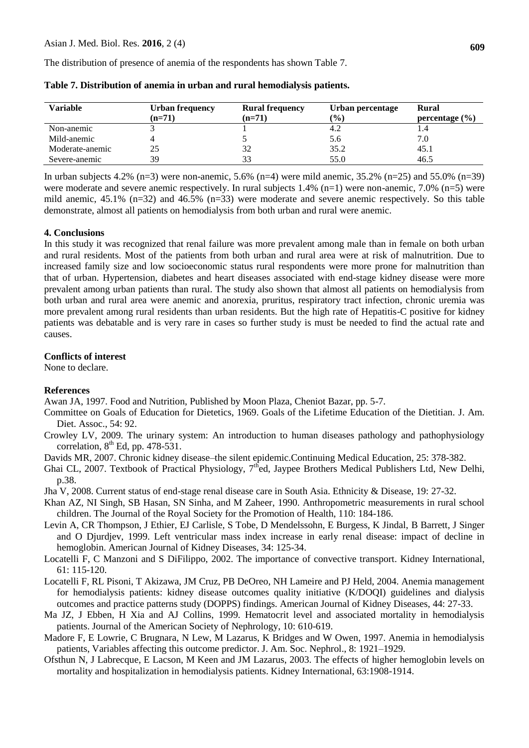The distribution of presence of anemia of the respondents has shown Table 7.

**Table 7. Distribution of anemia in urban and rural hemodialysis patients.**

| Variable | Urban frequency (n=71) | Rural frequency (n=71) | Urban percentage (%) | Rural percentage (%) |
|---|---|---|---|---|
| Non-anemic | 3 | 1 | 4.2 | 1.4 |
| Mild-anemic | 4 | 5 | 5.6 | 7.0 |
| Moderate-anemic | 25 | 32 | 35.2 | 45.1 |
| Severe-anemic | 39 | 33 | 55.0 | 46.5 |

In urban subjects 4.2% (n=3) were non-anemic, 5.6% (n=4) were mild anemic, 35.2% (n=25) and 55.0% (n=39) were moderate and severe anemic respectively. In rural subjects 1.4% (n=1) were non-anemic, 7.0% (n=5) were mild anemic, 45.1% (n=32) and 46.5% (n=33) were moderate and severe anemic respectively. So this table demonstrate, almost all patients on hemodialysis from both urban and rural were anemic.

## 4. Conclusions

In this study it was recognized that renal failure was more prevalent among male than in female on both urban and rural residents. Most of the patients from both urban and rural area were at risk of malnutrition. Due to increased family size and low socioeconomic status rural respondents were more prone for malnutrition than that of urban. Hypertension, diabetes and heart diseases associated with end-stage kidney disease were more prevalent among urban patients than rural. The study also shown that almost all patients on hemodialysis from both urban and rural area were anemic and anorexia, pruritus, respiratory tract infection, chronic uremia was more prevalent among rural residents than urban residents. But the high rate of Hepatitis-C positive for kidney patients was debatable and is very rare in cases so further study is must be needed to find the actual rate and causes.

## Conflicts of interest

None to declare.

## References

Awan JA, 1997. Food and Nutrition, Published by Moon Plaza, Cheniot Bazar, pp. 5-7.

Committee on Goals of Education for Dietetics, 1969. Goals of the Lifetime Education of the Dietitian. J. Am. Diet. Assoc., 54: 92.

Crowley LV, 2009. The urinary system: An introduction to human diseases pathology and pathophysiology correlation, 8th Ed, pp. 478-531.

Davids MR, 2007. Chronic kidney disease–the silent epidemic.Continuing Medical Education, 25: 378-382.

Ghai CL, 2007. Textbook of Practical Physiology, 7thed, Jaypee Brothers Medical Publishers Ltd, New Delhi, p.38.

Jha V, 2008. Current status of end-stage renal disease care in South Asia. Ethnicity & Disease, 19: 27-32.

Khan AZ, NI Singh, SB Hasan, SN Sinha, and M Zaheer, 1990. Anthropometric measurements in rural school children. The Journal of the Royal Society for the Promotion of Health, 110: 184-186.

Levin A, CR Thompson, J Ethier, EJ Carlisle, S Tobe, D Mendelssohn, E Burgess, K Jindal, B Barrett, J Singer and O Djurdjev, 1999. Left ventricular mass index increase in early renal disease: impact of decline in hemoglobin. American Journal of Kidney Diseases, 34: 125-34.

Locatelli F, C Manzoni and S DiFilippo, 2002. The importance of convective transport. Kidney International, 61: 115-120.

Locatelli F, RL Pisoni, T Akizawa, JM Cruz, PB DeOreo, NH Lameire and PJ Held, 2004. Anemia management for hemodialysis patients: kidney disease outcomes quality initiative (K/DOQI) guidelines and dialysis outcomes and practice patterns study (DOPPS) findings. American Journal of Kidney Diseases, 44: 27-33.

Ma JZ, J Ebben, H Xia and AJ Collins, 1999. Hematocrit level and associated mortality in hemodialysis patients. Journal of the American Society of Nephrology, 10: 610-619.

Madore F, E Lowrie, C Brugnara, N Lew, M Lazarus, K Bridges and W Owen, 1997. Anemia in hemodialysis patients, Variables affecting this outcome predictor. J. Am. Soc. Nephrol., 8: 1921–1929.

Ofsthun N, J Labrecque, E Lacson, M Keen and JM Lazarus, 2003. The effects of higher hemoglobin levels on mortality and hospitalization in hemodialysis patients. Kidney International, 63:1908-1914.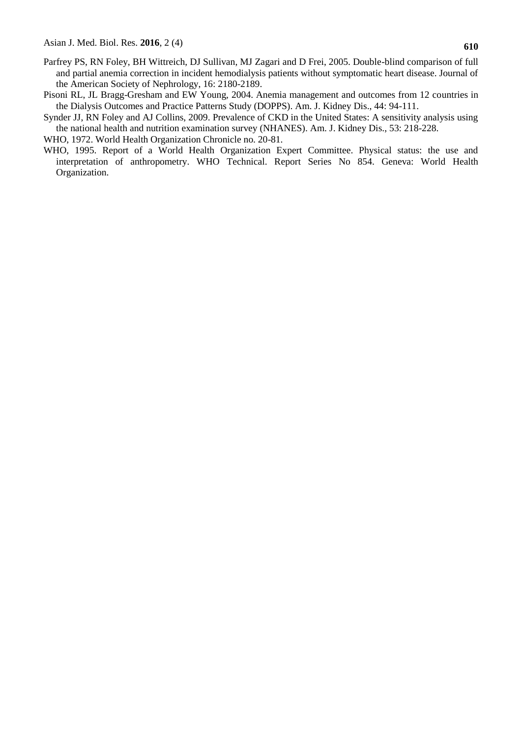Parfrey PS, RN Foley, BH Wittreich, DJ Sullivan, MJ Zagari and D Frei, 2005. Double-blind comparison of full and partial anemia correction in incident hemodialysis patients without symptomatic heart disease. Journal of the American Society of Nephrology, 16: 2180-2189.

Pisoni RL, JL Bragg-Gresham and EW Young, 2004. Anemia management and outcomes from 12 countries in the Dialysis Outcomes and Practice Patterns Study (DOPPS). Am. J. Kidney Dis., 44: 94-111.

Synder JJ, RN Foley and AJ Collins, 2009. Prevalence of CKD in the United States: A sensitivity analysis using the national health and nutrition examination survey (NHANES). Am. J. Kidney Dis., 53: 218-228.

WHO, 1972. World Health Organization Chronicle no. 20-81.

WHO, 1995. Report of a World Health Organization Expert Committee. Physical status: the use and interpretation of anthropometry. WHO Technical. Report Series No 854. Geneva: World Health Organization.